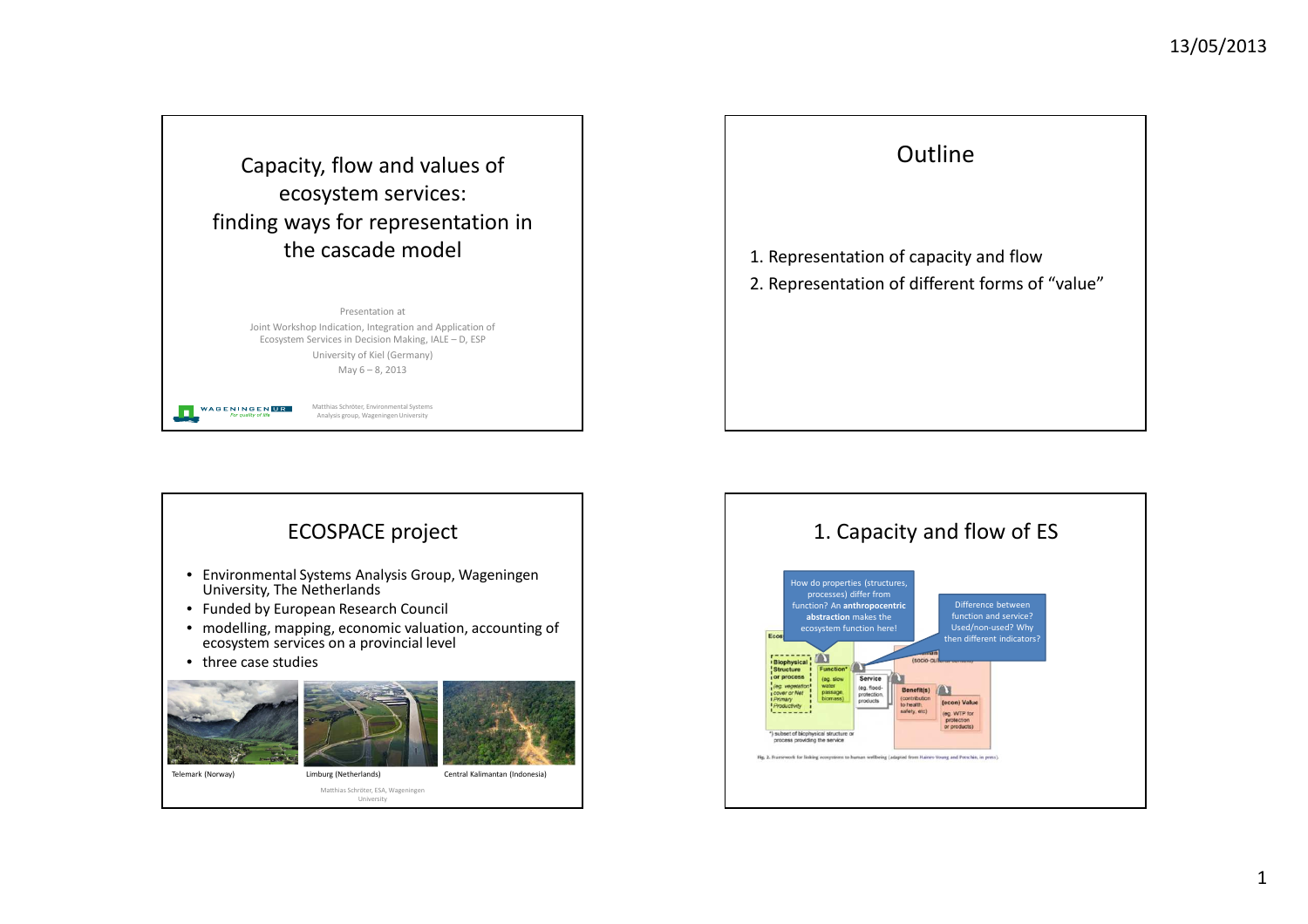# Capacity, flow and values of ecosystem services: finding ways for representation in the cascade model

Presentation at

Joint Workshop Indication, Integration and Application of Ecosystem Services in Decision Making, IALE – D, ESP

University of Kiel (Germany)

May 6 – 8, 2013

WAGENINGEN UR — For quality of life

Matthias Schröter, Environmental Systems Analysis group, Wageningen University

## Outline

1. Representation of capacity and flow
2. Representation of different forms of "value"

## ECOSPACE project

- Environmental Systems Analysis Group, Wageningen University, The Netherlands
- Funded by European Research Council
- modelling, mapping, economic valuation, accounting of ecosystem services on a provincial level
- three case studies

Telemark (Norway) | Limburg (Netherlands) | Central Kalimantan (Indonesia)

Matthias Schröter, ESA, Wageningen University

## 1. Capacity and flow of ES

How do properties (structures, processes) differ from function? An **anthropocentric abstraction** makes the ecosystem function here!

Difference between function and service? Used/non-used? Why then different indicators?

Biophysical Structure or process (eg. vegetation cover or Net Primary Productivity) → Function* (eg. slow water passage, biomass) → Service (eg. flood-protection, products) → Benefit(s) (contribution to health, safety, etc) → (econ) Value (eg. WTP for protection or products)

*) subset of biophysical structure or process providing the service

Fig. 2. Framework for linking ecosystems to human wellbeing (adapted from Haines-Young and Potschin, in press).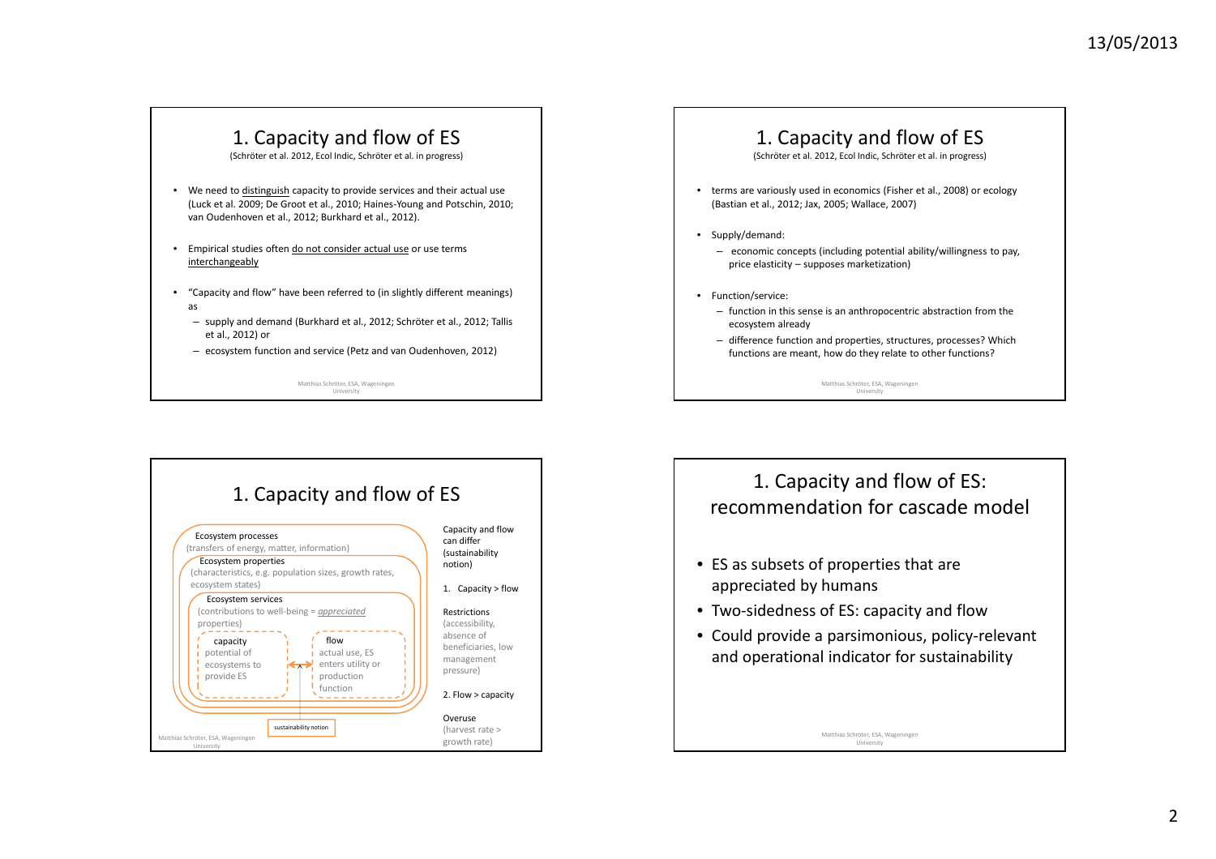## 1. Capacity and flow of ES

(Schröter et al. 2012, Ecol Indic, Schröter et al. in progress)

- We need to distinguish capacity to provide services and their actual use (Luck et al. 2009; De Groot et al., 2010; Haines-Young and Potschin, 2010; van Oudenhoven et al., 2012; Burkhard et al., 2012).
- Empirical studies often do not consider actual use or use terms interchangeably
- "Capacity and flow" have been referred to (in slightly different meanings) as
  - supply and demand (Burkhard et al., 2012; Schröter et al., 2012; Tallis et al., 2012) or
  - ecosystem function and service (Petz and van Oudenhoven, 2012)

Matthias Schröter, ESA, Wageningen University

## 1. Capacity and flow of ES

(Schröter et al. 2012, Ecol Indic, Schröter et al. in progress)

- terms are variously used in economics (Fisher et al., 2008) or ecology (Bastian et al., 2012; Jax, 2005; Wallace, 2007)
- Supply/demand:
  - economic concepts (including potential ability/willingness to pay, price elasticity – supposes marketization)
- Function/service:
  - function in this sense is an anthropocentric abstraction from the ecosystem already
  - difference function and properties, structures, processes? Which functions are meant, how do they relate to other functions?

Matthias Schröter, ESA, Wageningen University

## 1. Capacity and flow of ES

Ecosystem processes
(transfers of energy, matter, information)

Ecosystem properties
(characteristics, e.g. population sizes, growth rates, ecosystem states)

Ecosystem services
(contributions to well-being = *appreciated* properties)

capacity
potential of ecosystems to provide ES

flow
actual use, ES enters utility or production function

sustainability notion

Capacity and flow can differ (sustainability notion)

1. Capacity > flow

Restrictions
(accessibility, absence of beneficiaries, low management pressure)

2. Flow > capacity

Overuse
(harvest rate > growth rate)

Matthias Schröter, ESA, Wageningen University

## 1. Capacity and flow of ES: recommendation for cascade model

- ES as subsets of properties that are appreciated by humans
- Two-sidedness of ES: capacity and flow
- Could provide a parsimonious, policy-relevant and operational indicator for sustainability

Matthias Schröter, ESA, Wageningen University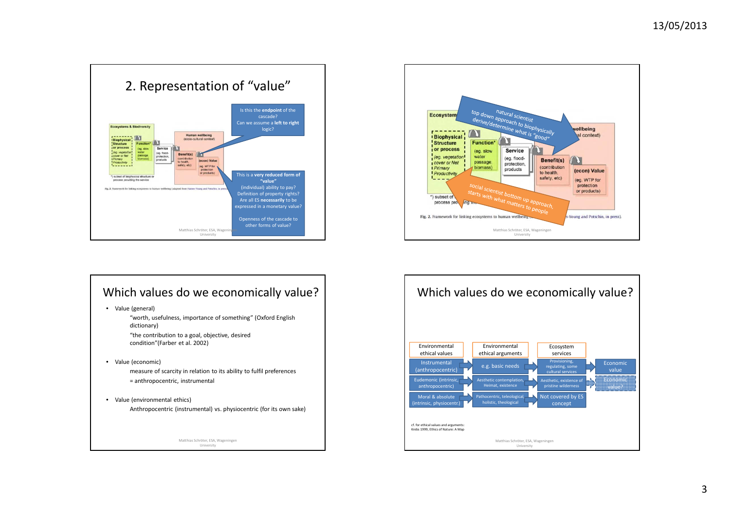## 2. Representation of "value"

Is this the **endpoint** of the cascade? Can we assume a **left to right** logic?

This is a **very reduced form of "value"**
(individual) ability to pay?
Definition of property rights?
Are all ES **necessarily** to be expressed in a monetary value?

Openness of the cascade to other forms of value?

Fig. 2. Framework for linking ecosystems to human wellbeing (adapted from Haines-Young and Potschin, in press).

Matthias Schröter, ESA, Wageningen University

---

natural scientist
top down approach to biophysically derive/determine what is "good"

social scientist bottom up approach, starts with what matters to people

Fig. 2. Framework for linking ecosystems to human wellbeing (adapted from Haines-Young and Potschin, in press).

Matthias Schröter, ESA, Wageningen University

---

## Which values do we economically value?

- Value (general)
  - "worth, usefulness, importance of something" (Oxford English dictionary)
  - "the contribution to a goal, objective, desired condition"(Farber et al. 2002)
- Value (economic)
  - measure of scarcity in relation to its ability to fulfil preferences
  - = anthropocentric, instrumental
- Value (environmental ethics)
  - Anthropocentric (instrumental) vs. physiocentric (for its own sake)

Matthias Schröter, ESA, Wageningen University

---

## Which values do we economically value?

| Environmental ethical values | Environmental ethical arguments | Ecosystem services | |
|---|---|---|---|
| Instrumental (anthropocentric) | e.g. basic needs | Provisioning, regulating, some cultural services | Economic value |
| Eudemonic (intrinsic, anthropocentric) | Aesthetic contemplation, Heimat, existence | Aesthetic, existence of pristine wilderness | Economic value? |
| Moral & absolute (intrinsic, physiocentr.) | Pathocentric, teleological, holistic, theological | Not covered by ES concept | |

cf. for ethical values and arguments: Krebs 1999, Ethics of Nature: A Map

Matthias Schröter, ESA, Wageningen University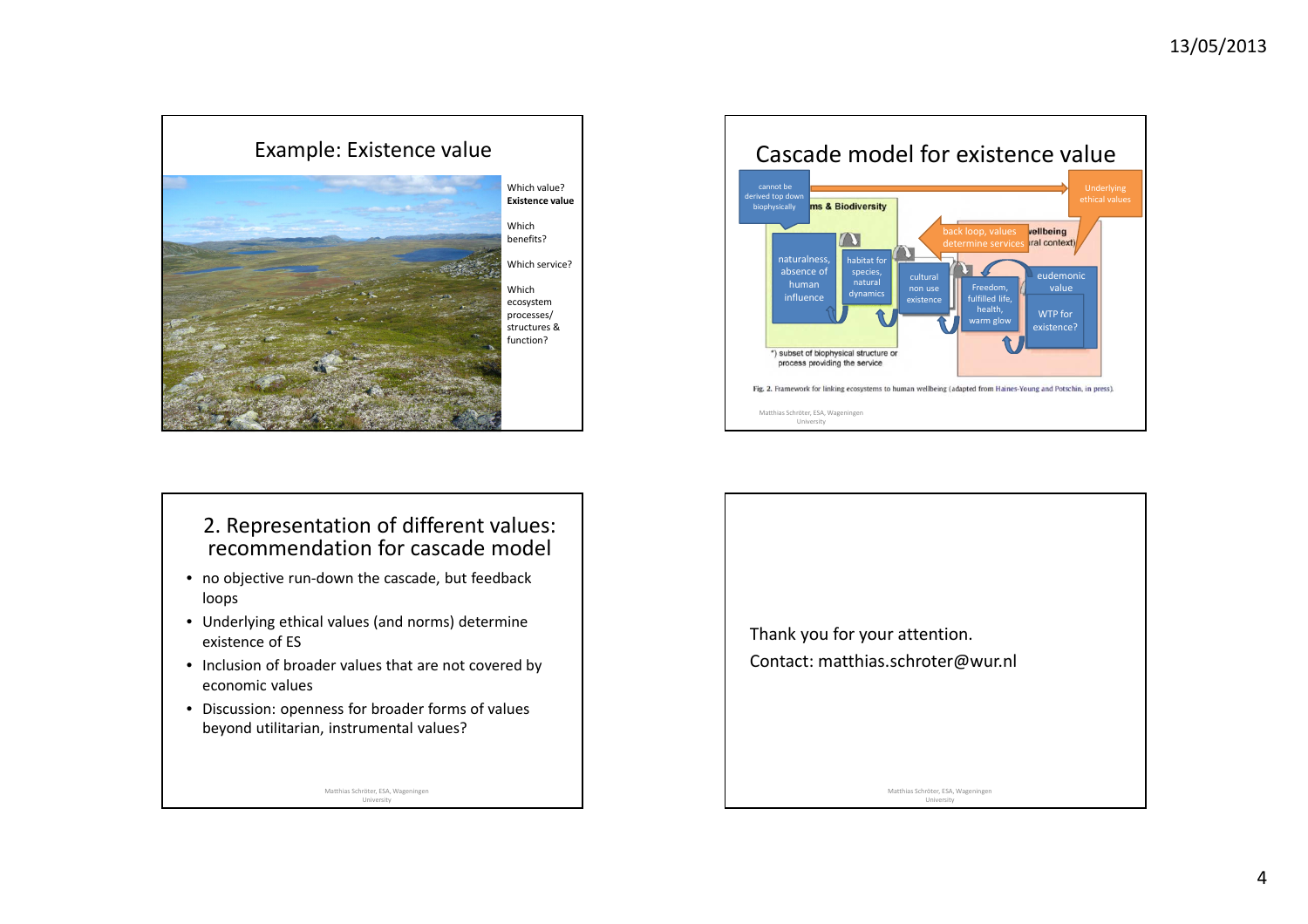## Example: Existence value

Which value?
**Existence value**

Which benefits?

Which service?

Which ecosystem processes/ structures & function?

## Cascade model for existence value

cannot be derived top down biophysically

Underlying ethical values

ms & Biodiversity

back loop, values determine services

wellbeing
ral context)

naturalness, absence of human influence

habitat for species, natural dynamics

cultural non use existence

Freedom, fulfilled life, health, warm glow

eudemonic value

WTP for existence?

*) subset of biophysical structure or process providing the service

Fig. 2. Framework for linking ecosystems to human wellbeing (adapted from Haines-Young and Potschin, in press).

## 2. Representation of different values: recommendation for cascade model

- no objective run-down the cascade, but feedback loops
- Underlying ethical values (and norms) determine existence of ES
- Inclusion of broader values that are not covered by economic values
- Discussion: openness for broader forms of values beyond utilitarian, instrumental values?

Thank you for your attention.

Contact: matthias.schroter@wur.nl